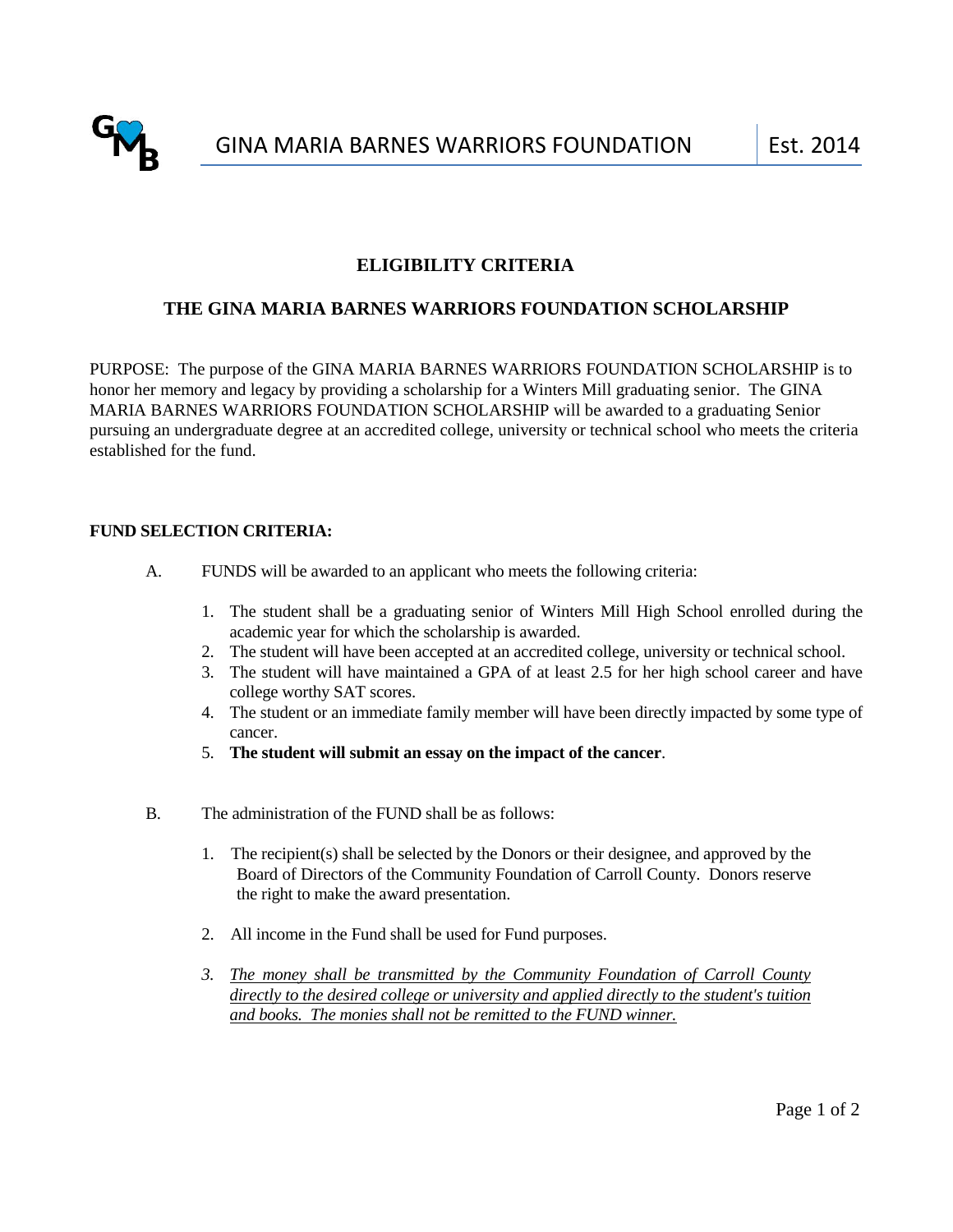GINA MARIA BARNES WARRIORS FOUNDATION | Est. 2014

## ELIGIBILITY CRITERIA

## THE GINA MARIA BARNES WARRIORS FOUNDATION SCHOLARSHIP

PURPOSE: The purpose of the GINA MARIA BARNES WARRIORS FOUNDATION SCHOLARSHIP is to honor her memory and legacy by providing a scholarship for a Winters Mill graduating senior. The GINA MARIA BARNES WARRIORS FOUNDATION SCHOLARSHIP will be awarded to a graduating Senior pursuing an undergraduate degree at an accredited college, university or technical school who meets the criteria established for the fund.

**FUND SELECTION CRITERIA:**

A. FUNDS will be awarded to an applicant who meets the following criteria:

1. The student shall be a graduating senior of Winters Mill High School enrolled during the academic year for which the scholarship is awarded.
2. The student will have been accepted at an accredited college, university or technical school.
3. The student will have maintained a GPA of at least 2.5 for her high school career and have college worthy SAT scores.
4. The student or an immediate family member will have been directly impacted by some type of cancer.
5. **The student will submit an essay on the impact of the cancer**.

B. The administration of the FUND shall be as follows:

1. The recipient(s) shall be selected by the Donors or their designee, and approved by the Board of Directors of the Community Foundation of Carroll County. Donors reserve the right to make the award presentation.

2. All income in the Fund shall be used for Fund purposes.

3. *The money shall be transmitted by the Community Foundation of Carroll County directly to the desired college or university and applied directly to the student's tuition and books. The monies shall not be remitted to the FUND winner.*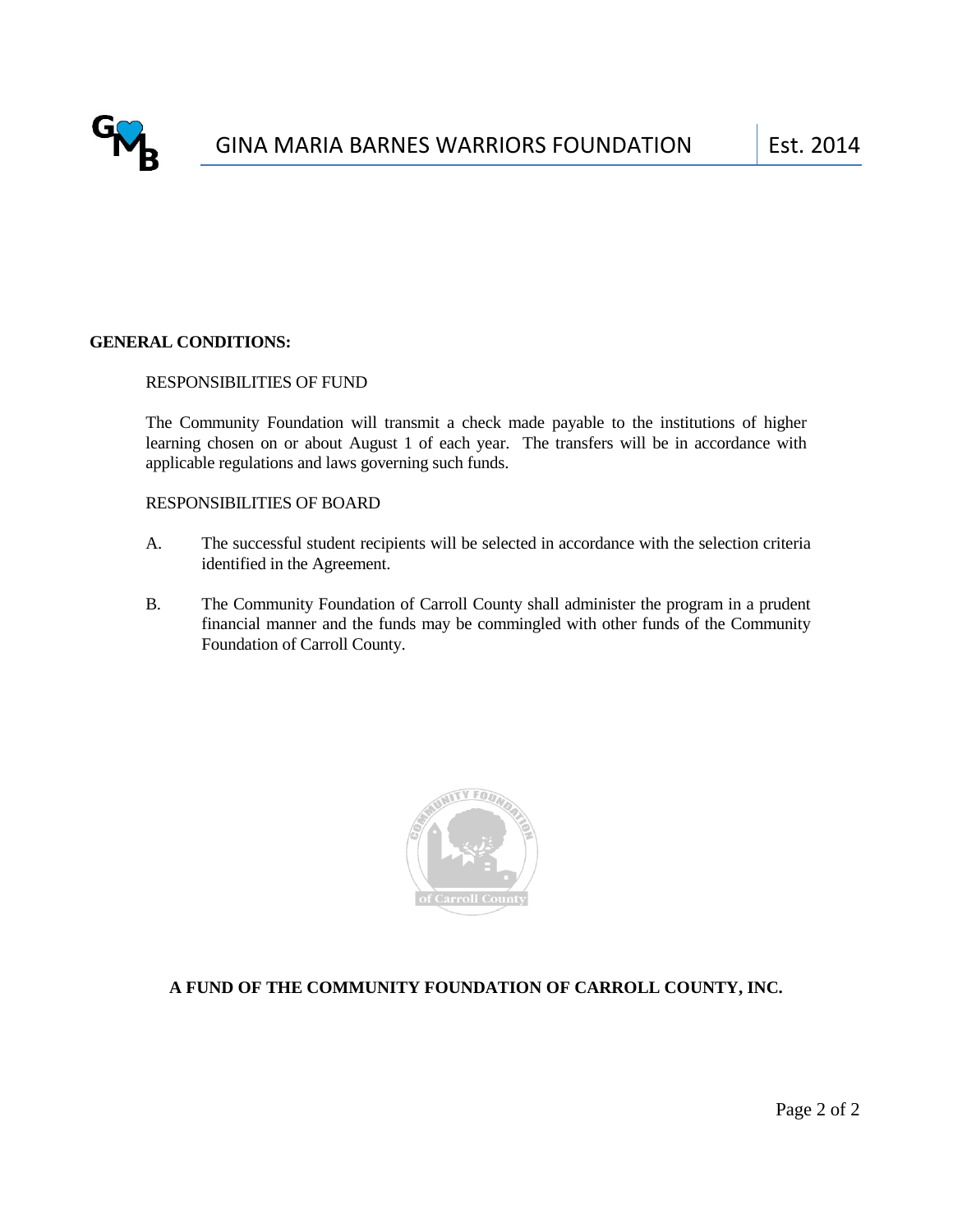**GENERAL CONDITIONS:**

RESPONSIBILITIES OF FUND

The Community Foundation will transmit a check made payable to the institutions of higher learning chosen on or about August 1 of each year. The transfers will be in accordance with applicable regulations and laws governing such funds.

RESPONSIBILITIES OF BOARD

A. The successful student recipients will be selected in accordance with the selection criteria identified in the Agreement.

B. The Community Foundation of Carroll County shall administer the program in a prudent financial manner and the funds may be commingled with other funds of the Community Foundation of Carroll County.

**A FUND OF THE COMMUNITY FOUNDATION OF CARROLL COUNTY, INC.**